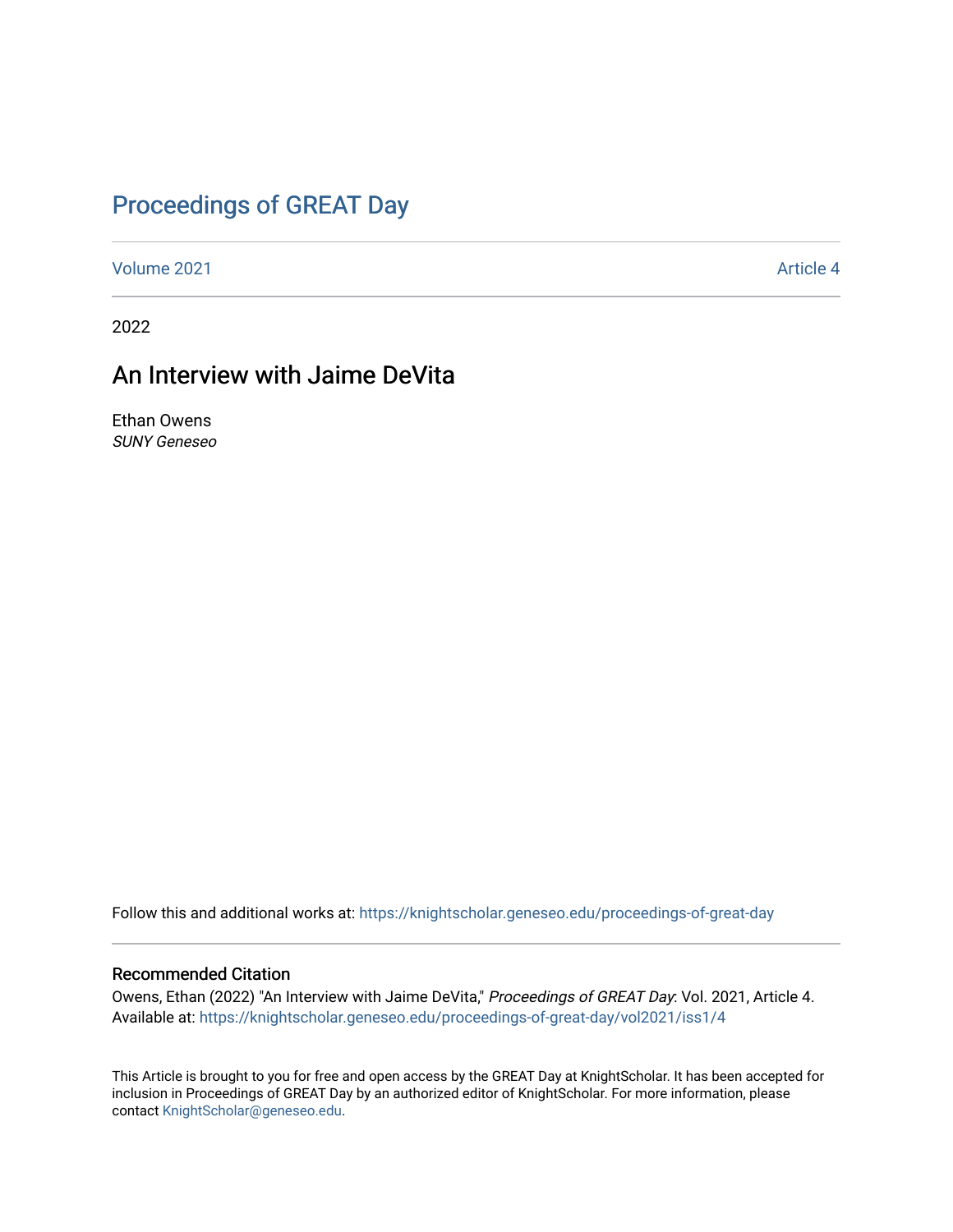# Proceedings of GREAT Day

Volume 2021 Article 4

2022

## An Interview with Jaime DeVita

Ethan Owens
*SUNY Geneseo*

Follow this and additional works at: https://knightscholar.geneseo.edu/proceedings-of-great-day

### Recommended Citation

Owens, Ethan (2022) "An Interview with Jaime DeVita," *Proceedings of GREAT Day*: Vol. 2021, Article 4.
Available at: https://knightscholar.geneseo.edu/proceedings-of-great-day/vol2021/iss1/4

This Article is brought to you for free and open access by the GREAT Day at KnightScholar. It has been accepted for inclusion in Proceedings of GREAT Day by an authorized editor of KnightScholar. For more information, please contact KnightScholar@geneseo.edu.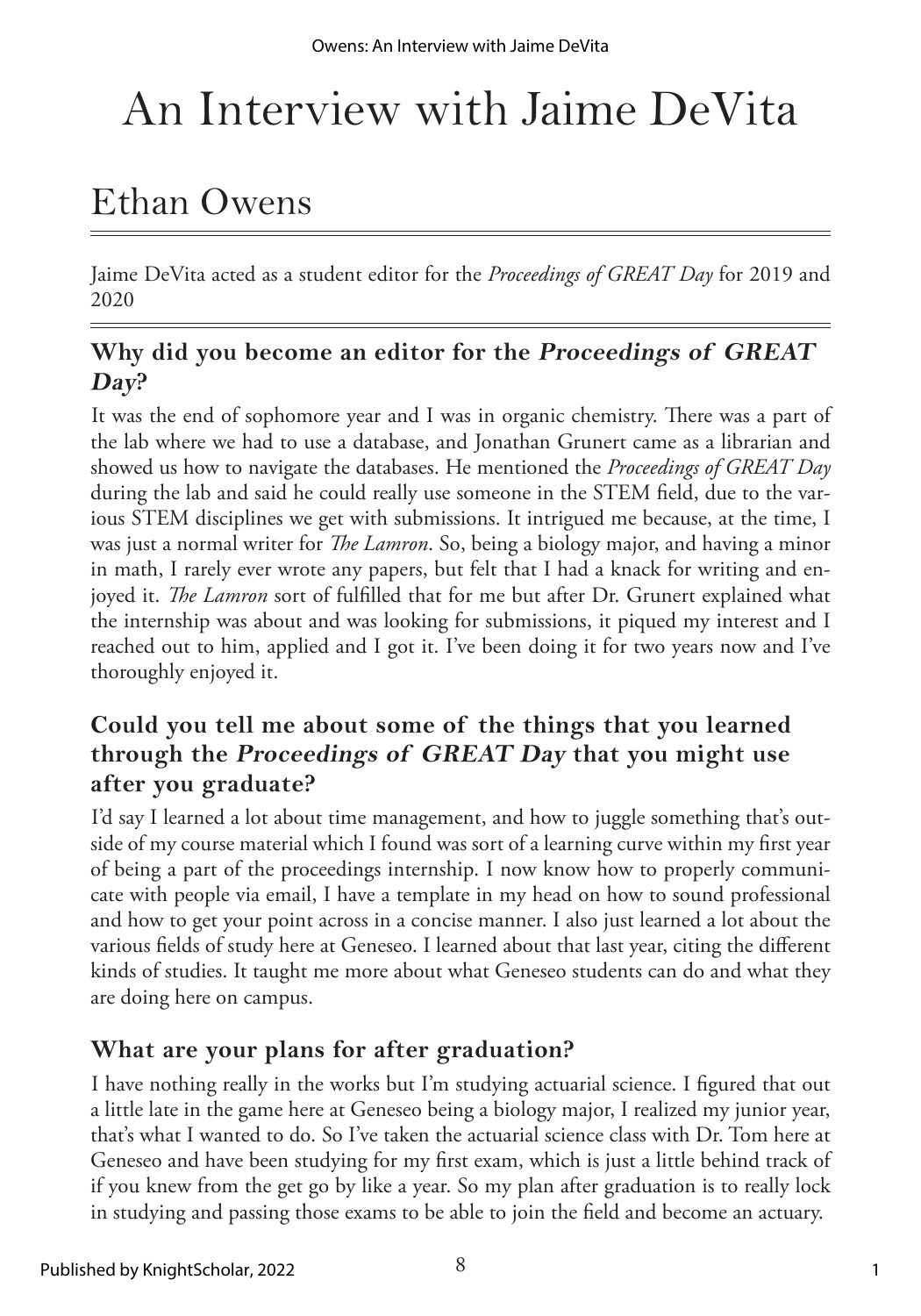# An Interview with Jaime DeVita

## Ethan Owens

Jaime DeVita acted as a student editor for the *Proceedings of GREAT Day* for 2019 and 2020

### Why did you become an editor for the *Proceedings of GREAT Day*?

It was the end of sophomore year and I was in organic chemistry. There was a part of the lab where we had to use a database, and Jonathan Grunert came as a librarian and showed us how to navigate the databases. He mentioned the *Proceedings of GREAT Day* during the lab and said he could really use someone in the STEM field, due to the various STEM disciplines we get with submissions. It intrigued me because, at the time, I was just a normal writer for *The Lamron*. So, being a biology major, and having a minor in math, I rarely ever wrote any papers, but felt that I had a knack for writing and enjoyed it. *The Lamron* sort of fulfilled that for me but after Dr. Grunert explained what the internship was about and was looking for submissions, it piqued my interest and I reached out to him, applied and I got it. I've been doing it for two years now and I've thoroughly enjoyed it.

### Could you tell me about some of the things that you learned through the *Proceedings of GREAT Day* that you might use after you graduate?

I'd say I learned a lot about time management, and how to juggle something that's outside of my course material which I found was sort of a learning curve within my first year of being a part of the proceedings internship. I now know how to properly communicate with people via email, I have a template in my head on how to sound professional and how to get your point across in a concise manner. I also just learned a lot about the various fields of study here at Geneseo. I learned about that last year, citing the different kinds of studies. It taught me more about what Geneseo students can do and what they are doing here on campus.

### What are your plans for after graduation?

I have nothing really in the works but I'm studying actuarial science. I figured that out a little late in the game here at Geneseo being a biology major, I realized my junior year, that's what I wanted to do. So I've taken the actuarial science class with Dr. Tom here at Geneseo and have been studying for my first exam, which is just a little behind track of if you knew from the get go by like a year. So my plan after graduation is to really lock in studying and passing those exams to be able to join the field and become an actuary.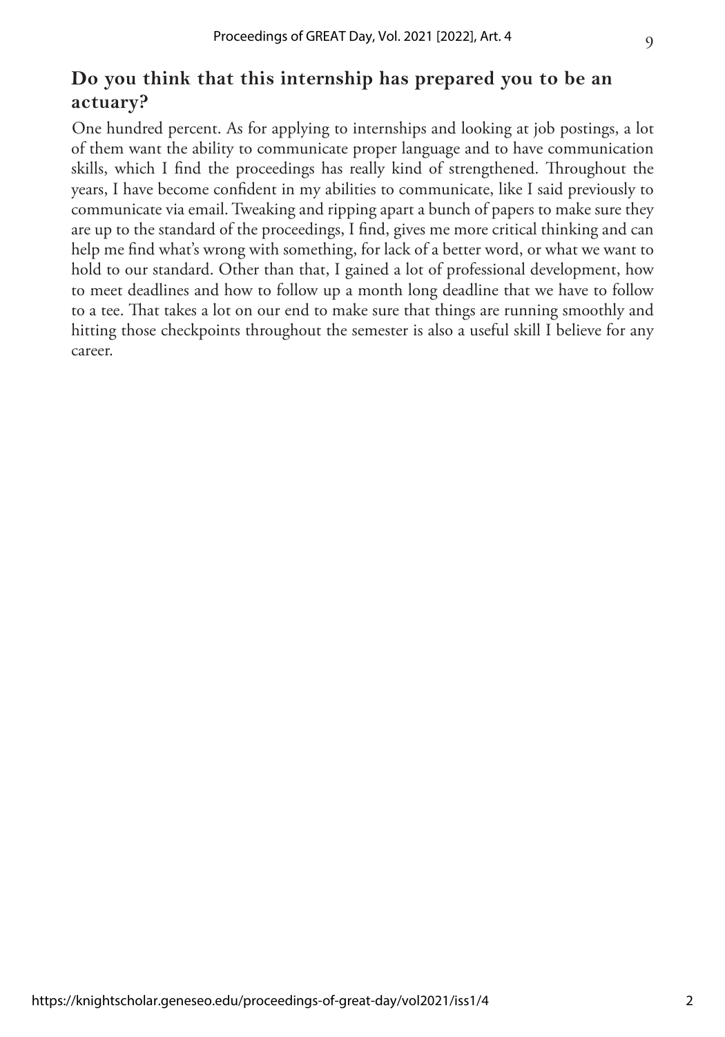## Do you think that this internship has prepared you to be an actuary?

One hundred percent. As for applying to internships and looking at job postings, a lot of them want the ability to communicate proper language and to have communication skills, which I find the proceedings has really kind of strengthened. Throughout the years, I have become confident in my abilities to communicate, like I said previously to communicate via email. Tweaking and ripping apart a bunch of papers to make sure they are up to the standard of the proceedings, I find, gives me more critical thinking and can help me find what's wrong with something, for lack of a better word, or what we want to hold to our standard. Other than that, I gained a lot of professional development, how to meet deadlines and how to follow up a month long deadline that we have to follow to a tee. That takes a lot on our end to make sure that things are running smoothly and hitting those checkpoints throughout the semester is also a useful skill I believe for any career.